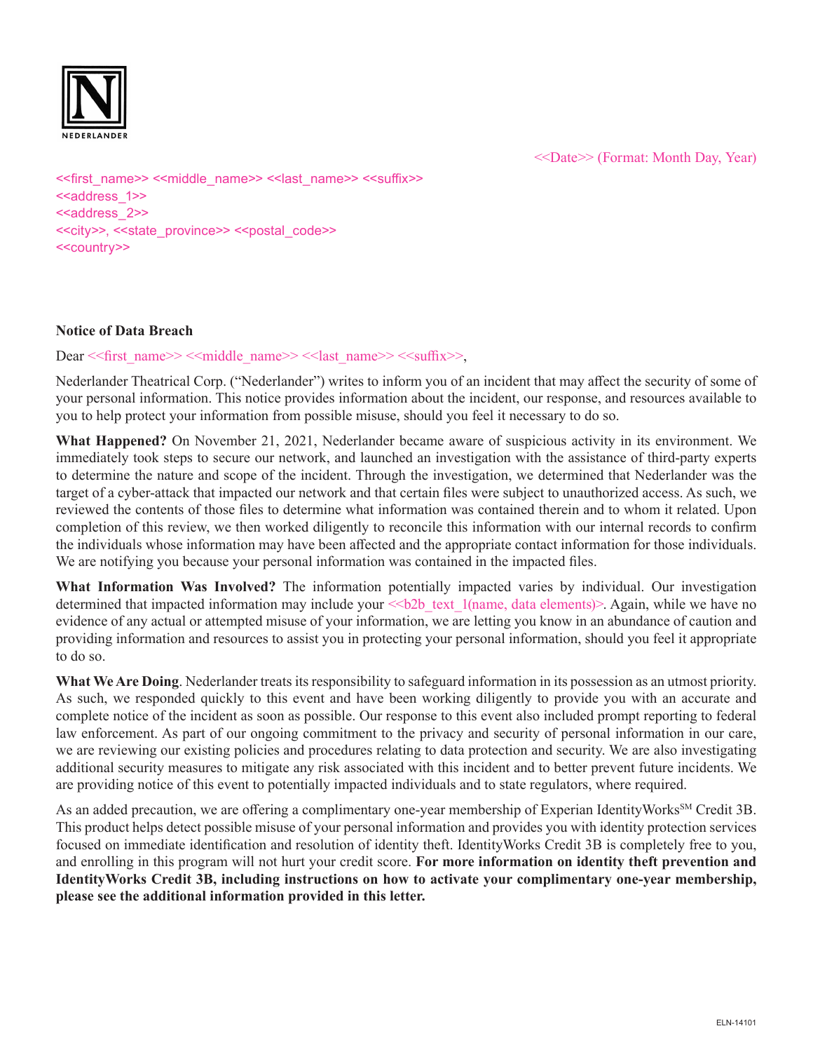NEDERLANDER

<<Date>> (Format: Month Day, Year)

<<first_name>> <<middle_name>> <<last_name>> <<suffix>>
<<address_1>>
<<address_2>>
<<city>>, <<state_province>> <<postal_code>>
<<country>>

**Notice of Data Breach**

Dear <<first_name>> <<middle_name>> <<last_name>> <<suffix>>,

Nederlander Theatrical Corp. ("Nederlander") writes to inform you of an incident that may affect the security of some of your personal information. This notice provides information about the incident, our response, and resources available to you to help protect your information from possible misuse, should you feel it necessary to do so.

**What Happened?** On November 21, 2021, Nederlander became aware of suspicious activity in its environment. We immediately took steps to secure our network, and launched an investigation with the assistance of third-party experts to determine the nature and scope of the incident. Through the investigation, we determined that Nederlander was the target of a cyber-attack that impacted our network and that certain files were subject to unauthorized access. As such, we reviewed the contents of those files to determine what information was contained therein and to whom it related. Upon completion of this review, we then worked diligently to reconcile this information with our internal records to confirm the individuals whose information may have been affected and the appropriate contact information for those individuals. We are notifying you because your personal information was contained in the impacted files.

**What Information Was Involved?** The information potentially impacted varies by individual. Our investigation determined that impacted information may include your <<b2b_text_1(name, data elements)>. Again, while we have no evidence of any actual or attempted misuse of your information, we are letting you know in an abundance of caution and providing information and resources to assist you in protecting your personal information, should you feel it appropriate to do so.

**What We Are Doing**. Nederlander treats its responsibility to safeguard information in its possession as an utmost priority. As such, we responded quickly to this event and have been working diligently to provide you with an accurate and complete notice of the incident as soon as possible. Our response to this event also included prompt reporting to federal law enforcement. As part of our ongoing commitment to the privacy and security of personal information in our care, we are reviewing our existing policies and procedures relating to data protection and security. We are also investigating additional security measures to mitigate any risk associated with this incident and to better prevent future incidents. We are providing notice of this event to potentially impacted individuals and to state regulators, where required.

As an added precaution, we are offering a complimentary one-year membership of Experian IdentityWorks℠ Credit 3B. This product helps detect possible misuse of your personal information and provides you with identity protection services focused on immediate identification and resolution of identity theft. IdentityWorks Credit 3B is completely free to you, and enrolling in this program will not hurt your credit score. **For more information on identity theft prevention and IdentityWorks Credit 3B, including instructions on how to activate your complimentary one-year membership, please see the additional information provided in this letter.**

ELN-14101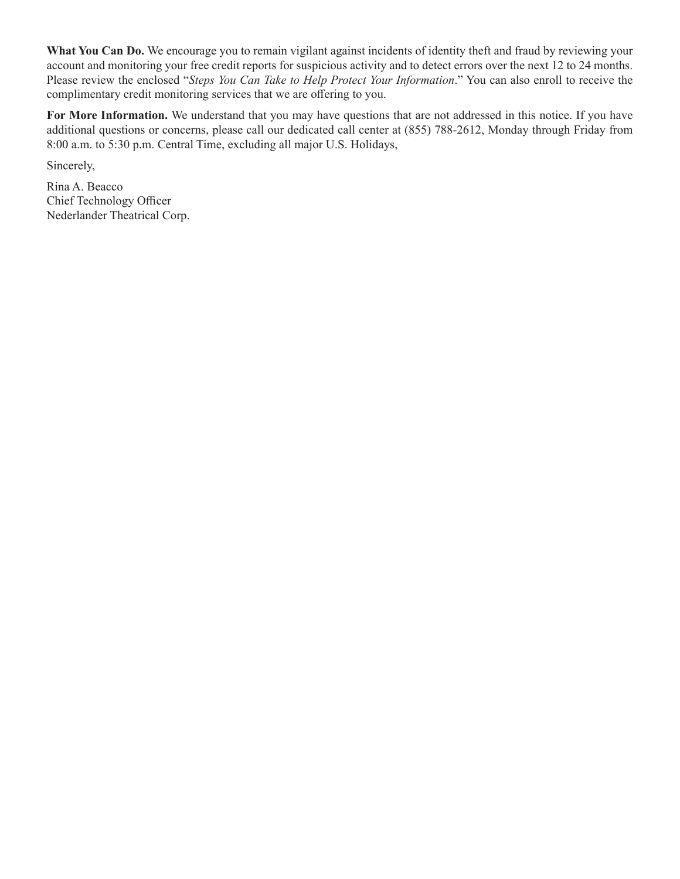**What You Can Do.** We encourage you to remain vigilant against incidents of identity theft and fraud by reviewing your account and monitoring your free credit reports for suspicious activity and to detect errors over the next 12 to 24 months. Please review the enclosed "*Steps You Can Take to Help Protect Your Information*." You can also enroll to receive the complimentary credit monitoring services that we are offering to you.

**For More Information.** We understand that you may have questions that are not addressed in this notice. If you have additional questions or concerns, please call our dedicated call center at (855) 788-2612, Monday through Friday from 8:00 a.m. to 5:30 p.m. Central Time, excluding all major U.S. Holidays,

Sincerely,

Rina A. Beacco
Chief Technology Officer
Nederlander Theatrical Corp.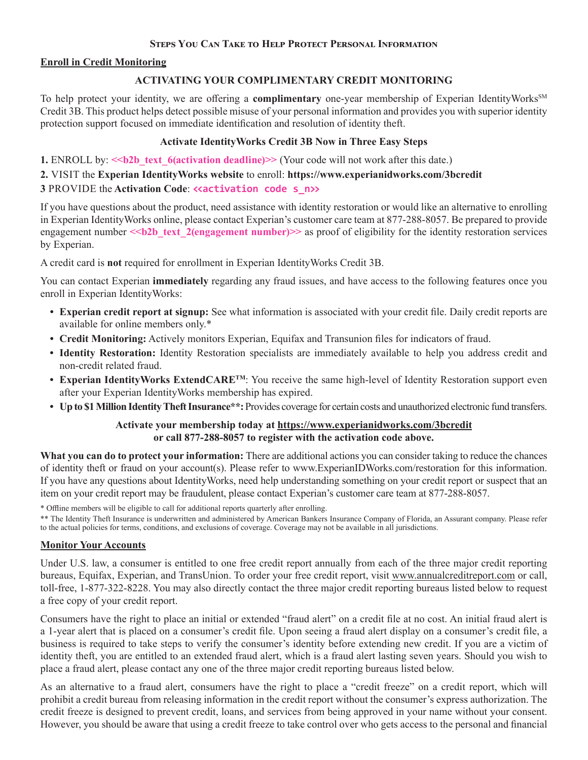## Steps You Can Take to Help Protect Personal Information

**Enroll in Credit Monitoring**

### ACTIVATING YOUR COMPLIMENTARY CREDIT MONITORING

To help protect your identity, we are offering a **complimentary** one-year membership of Experian IdentityWorks[SM] Credit 3B. This product helps detect possible misuse of your personal information and provides you with superior identity protection support focused on immediate identification and resolution of identity theft.

**Activate IdentityWorks Credit 3B Now in Three Easy Steps**

**1.** ENROLL by: **<<b2b_text_6(activation deadline)>>** (Your code will not work after this date.)

**2.** VISIT the **Experian IdentityWorks website** to enroll: **https://www.experianidworks.com/3bcredit**

**3** PROVIDE the **Activation Code**: **<<activation code s_n>>**

If you have questions about the product, need assistance with identity restoration or would like an alternative to enrolling in Experian IdentityWorks online, please contact Experian's customer care team at 877-288-8057. Be prepared to provide engagement number **<<b2b_text_2(engagement number)>>** as proof of eligibility for the identity restoration services by Experian.

A credit card is **not** required for enrollment in Experian IdentityWorks Credit 3B.

You can contact Experian **immediately** regarding any fraud issues, and have access to the following features once you enroll in Experian IdentityWorks:

- **Experian credit report at signup:** See what information is associated with your credit file. Daily credit reports are available for online members only.*
- **Credit Monitoring:** Actively monitors Experian, Equifax and Transunion files for indicators of fraud.
- **Identity Restoration:** Identity Restoration specialists are immediately available to help you address credit and non-credit related fraud.
- **Experian IdentityWorks ExtendCARE[TM]**: You receive the same high-level of Identity Restoration support even after your Experian IdentityWorks membership has expired.
- **Up to $1 Million Identity Theft Insurance**:** Provides coverage for certain costs and unauthorized electronic fund transfers.

**Activate your membership today at https://www.experianidworks.com/3bcredit or call 877-288-8057 to register with the activation code above.**

**What you can do to protect your information:** There are additional actions you can consider taking to reduce the chances of identity theft or fraud on your account(s). Please refer to www.ExperianIDWorks.com/restoration for this information. If you have any questions about IdentityWorks, need help understanding something on your credit report or suspect that an item on your credit report may be fraudulent, please contact Experian's customer care team at 877-288-8057.

\* Offline members will be eligible to call for additional reports quarterly after enrolling.

** The Identity Theft Insurance is underwritten and administered by American Bankers Insurance Company of Florida, an Assurant company. Please refer to the actual policies for terms, conditions, and exclusions of coverage. Coverage may not be available in all jurisdictions.

**Monitor Your Accounts**

Under U.S. law, a consumer is entitled to one free credit report annually from each of the three major credit reporting bureaus, Equifax, Experian, and TransUnion. To order your free credit report, visit www.annualcreditreport.com or call, toll-free, 1-877-322-8228. You may also directly contact the three major credit reporting bureaus listed below to request a free copy of your credit report.

Consumers have the right to place an initial or extended "fraud alert" on a credit file at no cost. An initial fraud alert is a 1-year alert that is placed on a consumer's credit file. Upon seeing a fraud alert display on a consumer's credit file, a business is required to take steps to verify the consumer's identity before extending new credit. If you are a victim of identity theft, you are entitled to an extended fraud alert, which is a fraud alert lasting seven years. Should you wish to place a fraud alert, please contact any one of the three major credit reporting bureaus listed below.

As an alternative to a fraud alert, consumers have the right to place a "credit freeze" on a credit report, which will prohibit a credit bureau from releasing information in the credit report without the consumer's express authorization. The credit freeze is designed to prevent credit, loans, and services from being approved in your name without your consent. However, you should be aware that using a credit freeze to take control over who gets access to the personal and financial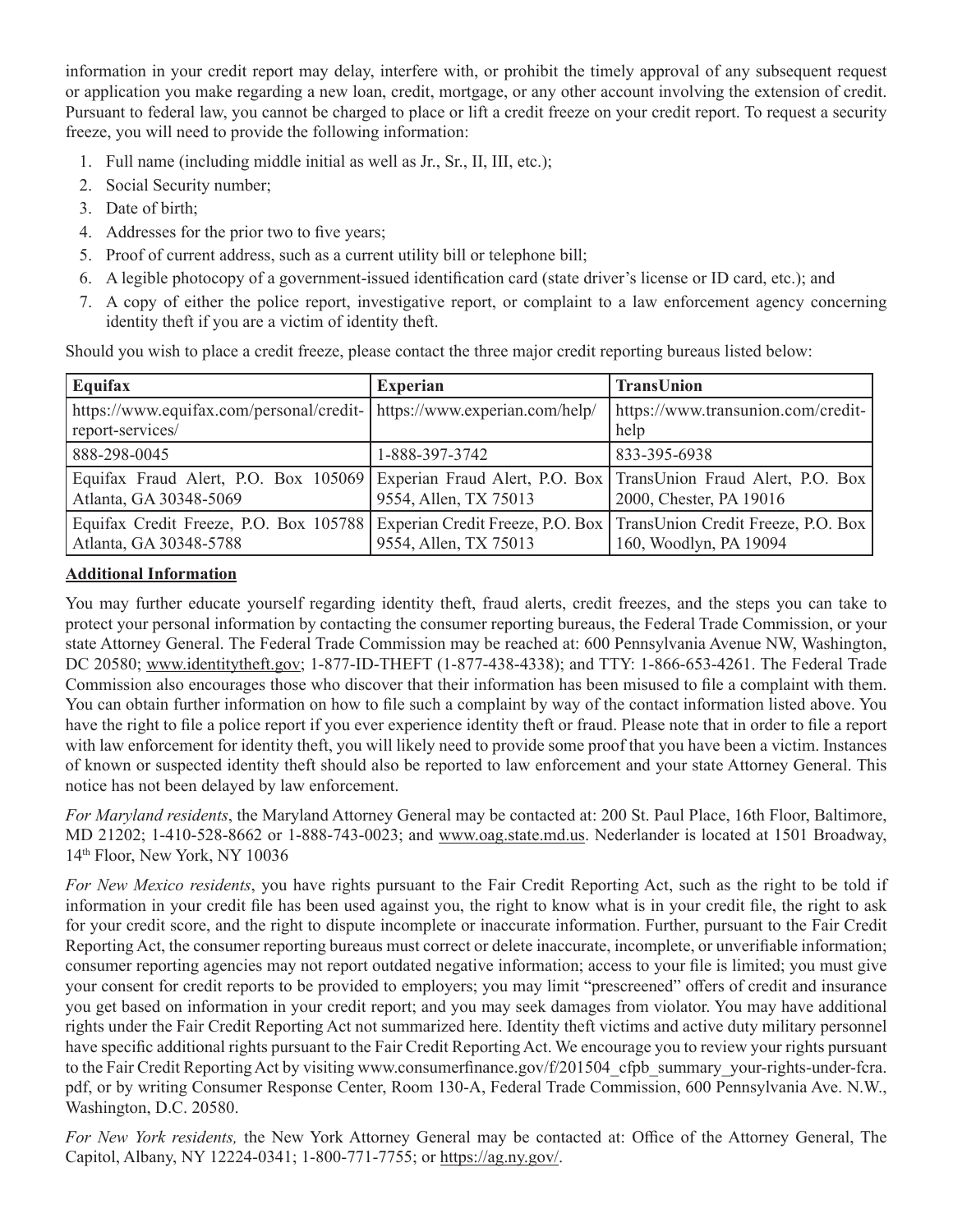information in your credit report may delay, interfere with, or prohibit the timely approval of any subsequent request or application you make regarding a new loan, credit, mortgage, or any other account involving the extension of credit. Pursuant to federal law, you cannot be charged to place or lift a credit freeze on your credit report. To request a security freeze, you will need to provide the following information:

1. Full name (including middle initial as well as Jr., Sr., II, III, etc.);
2. Social Security number;
3. Date of birth;
4. Addresses for the prior two to five years;
5. Proof of current address, such as a current utility bill or telephone bill;
6. A legible photocopy of a government-issued identification card (state driver's license or ID card, etc.); and
7. A copy of either the police report, investigative report, or complaint to a law enforcement agency concerning identity theft if you are a victim of identity theft.

Should you wish to place a credit freeze, please contact the three major credit reporting bureaus listed below:

| Equifax | Experian | TransUnion |
|---|---|---|
| https://www.equifax.com/personal/credit-report-services/ | https://www.experian.com/help/ | https://www.transunion.com/credit-help |
| 888-298-0045 | 1-888-397-3742 | 833-395-6938 |
| Equifax Fraud Alert, P.O. Box 105069 Atlanta, GA 30348-5069 | Experian Fraud Alert, P.O. Box 9554, Allen, TX 75013 | TransUnion Fraud Alert, P.O. Box 2000, Chester, PA 19016 |
| Equifax Credit Freeze, P.O. Box 105788 Atlanta, GA 30348-5788 | Experian Credit Freeze, P.O. Box 9554, Allen, TX 75013 | TransUnion Credit Freeze, P.O. Box 160, Woodlyn, PA 19094 |

**Additional Information**

You may further educate yourself regarding identity theft, fraud alerts, credit freezes, and the steps you can take to protect your personal information by contacting the consumer reporting bureaus, the Federal Trade Commission, or your state Attorney General. The Federal Trade Commission may be reached at: 600 Pennsylvania Avenue NW, Washington, DC 20580; www.identitytheft.gov; 1-877-ID-THEFT (1-877-438-4338); and TTY: 1-866-653-4261. The Federal Trade Commission also encourages those who discover that their information has been misused to file a complaint with them. You can obtain further information on how to file such a complaint by way of the contact information listed above. You have the right to file a police report if you ever experience identity theft or fraud. Please note that in order to file a report with law enforcement for identity theft, you will likely need to provide some proof that you have been a victim. Instances of known or suspected identity theft should also be reported to law enforcement and your state Attorney General. This notice has not been delayed by law enforcement.

*For Maryland residents*, the Maryland Attorney General may be contacted at: 200 St. Paul Place, 16th Floor, Baltimore, MD 21202; 1-410-528-8662 or 1-888-743-0023; and www.oag.state.md.us. Nederlander is located at 1501 Broadway, 14th Floor, New York, NY 10036

*For New Mexico residents*, you have rights pursuant to the Fair Credit Reporting Act, such as the right to be told if information in your credit file has been used against you, the right to know what is in your credit file, the right to ask for your credit score, and the right to dispute incomplete or inaccurate information. Further, pursuant to the Fair Credit Reporting Act, the consumer reporting bureaus must correct or delete inaccurate, incomplete, or unverifiable information; consumer reporting agencies may not report outdated negative information; access to your file is limited; you must give your consent for credit reports to be provided to employers; you may limit "prescreened" offers of credit and insurance you get based on information in your credit report; and you may seek damages from violator. You may have additional rights under the Fair Credit Reporting Act not summarized here. Identity theft victims and active duty military personnel have specific additional rights pursuant to the Fair Credit Reporting Act. We encourage you to review your rights pursuant to the Fair Credit Reporting Act by visiting www.consumerfinance.gov/f/201504_cfpb_summary_your-rights-under-fcra.pdf, or by writing Consumer Response Center, Room 130-A, Federal Trade Commission, 600 Pennsylvania Ave. N.W., Washington, D.C. 20580.

*For New York residents,* the New York Attorney General may be contacted at: Office of the Attorney General, The Capitol, Albany, NY 12224-0341; 1-800-771-7755; or https://ag.ny.gov/.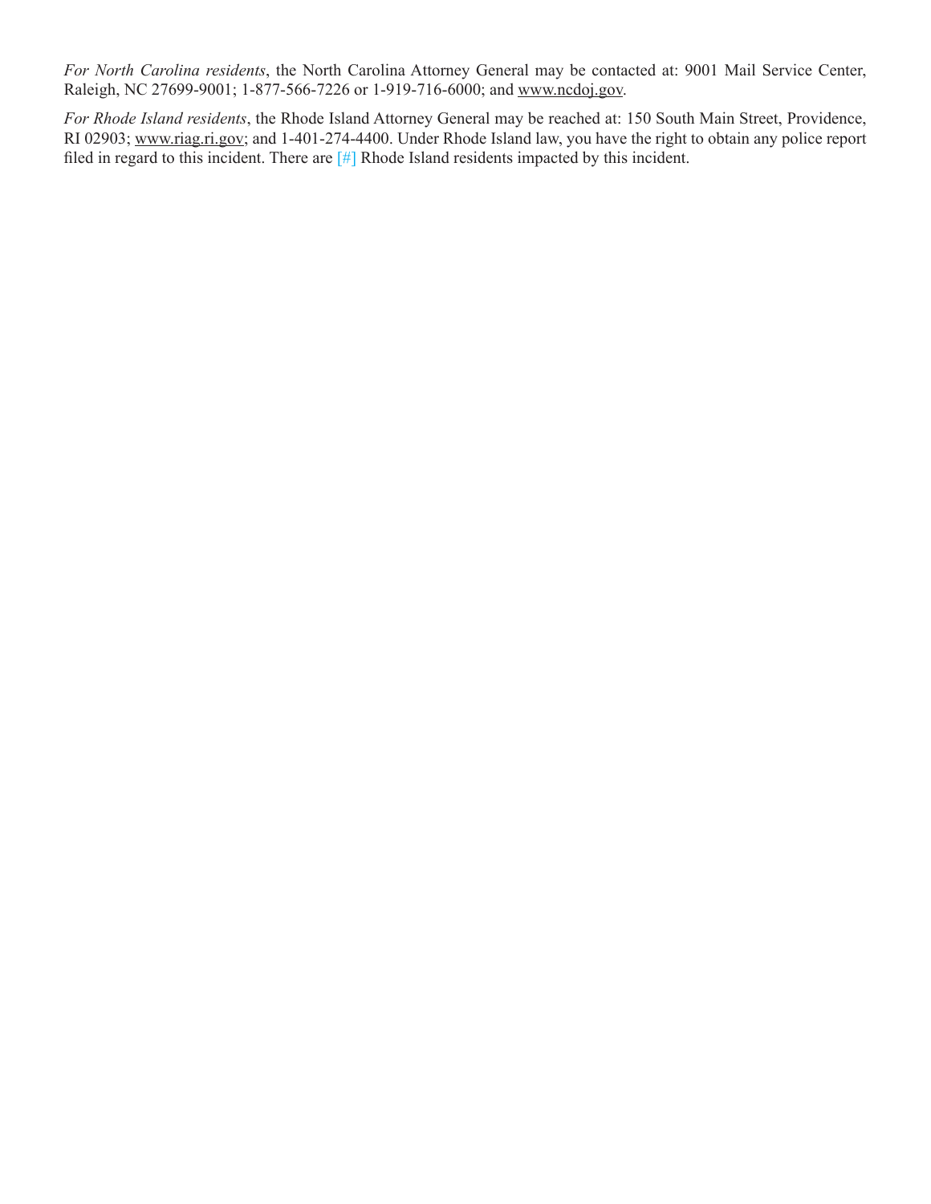*For North Carolina residents*, the North Carolina Attorney General may be contacted at: 9001 Mail Service Center, Raleigh, NC 27699-9001; 1-877-566-7226 or 1-919-716-6000; and www.ncdoj.gov.

*For Rhode Island residents*, the Rhode Island Attorney General may be reached at: 150 South Main Street, Providence, RI 02903; www.riag.ri.gov; and 1-401-274-4400. Under Rhode Island law, you have the right to obtain any police report filed in regard to this incident. There are [#] Rhode Island residents impacted by this incident.